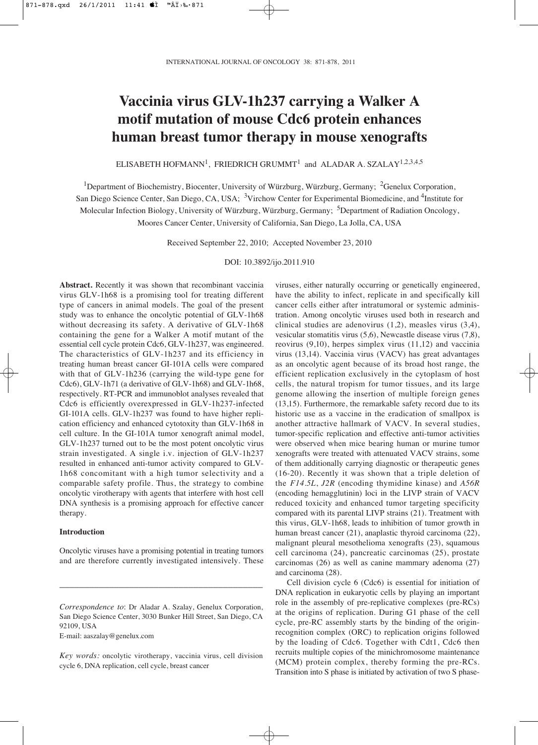# Vaccinia virus GLV-1h237 carrying a Walker A motif mutation of mouse Cdc6 protein enhances human breast tumor therapy in mouse xenografts

ELISABETH HOFMANN[1], FRIEDRICH GRUMMT[1] and ALADAR A. SZALAY[1,2,3,4,5]

[1]Department of Biochemistry, Biocenter, University of Würzburg, Würzburg, Germany; [2]Genelux Corporation, San Diego Science Center, San Diego, CA, USA; [3]Virchow Center for Experimental Biomedicine, and [4]Institute for Molecular Infection Biology, University of Würzburg, Würzburg, Germany; [5]Department of Radiation Oncology, Moores Cancer Center, University of California, San Diego, La Jolla, CA, USA

Received September 22, 2010; Accepted November 23, 2010

DOI: 10.3892/ijo.2011.910

**Abstract.** Recently it was shown that recombinant vaccinia virus GLV-1h68 is a promising tool for treating different type of cancers in animal models. The goal of the present study was to enhance the oncolytic potential of GLV-1h68 without decreasing its safety. A derivative of GLV-1h68 containing the gene for a Walker A motif mutant of the essential cell cycle protein Cdc6, GLV-1h237, was engineered. The characteristics of GLV-1h237 and its efficiency in treating human breast cancer GI-101A cells were compared with that of GLV-1h236 (carrying the wild-type gene for Cdc6), GLV-1h71 (a derivative of GLV-1h68) and GLV-1h68, respectively. RT-PCR and immunoblot analyses revealed that Cdc6 is efficiently overexpressed in GLV-1h237-infected GI-101A cells. GLV-1h237 was found to have higher replication efficiency and enhanced cytotoxity than GLV-1h68 in cell culture. In the GI-101A tumor xenograft animal model, GLV-1h237 turned out to be the most potent oncolytic virus strain investigated. A single i.v. injection of GLV-1h237 resulted in enhanced anti-tumor activity compared to GLV-1h68 concomitant with a high tumor selectivity and a comparable safety profile. Thus, the strategy to combine oncolytic virotherapy with agents that interfere with host cell DNA synthesis is a promising approach for effective cancer therapy.

## Introduction

Oncolytic viruses have a promising potential in treating tumors and are therefore currently investigated intensively. These viruses, either naturally occurring or genetically engineered, have the ability to infect, replicate in and specifically kill cancer cells either after intratumoral or systemic administration. Among oncolytic viruses used both in research and clinical studies are adenovirus (1,2), measles virus (3,4), vesicular stomatitis virus (5,6), Newcastle disease virus (7,8), reovirus (9,10), herpes simplex virus (11,12) and vaccinia virus (13,14). Vaccinia virus (VACV) has great advantages as an oncolytic agent because of its broad host range, the efficient replication exclusively in the cytoplasm of host cells, the natural tropism for tumor tissues, and its large genome allowing the insertion of multiple foreign genes (13,15). Furthermore, the remarkable safety record due to its historic use as a vaccine in the eradication of smallpox is another attractive hallmark of VACV. In several studies, tumor-specific replication and effective anti-tumor activities were observed when mice bearing human or murine tumor xenografts were treated with attenuated VACV strains, some of them additionally carrying diagnostic or therapeutic genes (16-20). Recently it was shown that a triple deletion of the *F14.5L*, *J2R* (encoding thymidine kinase) and *A56R* (encoding hemagglutinin) loci in the LIVP strain of VACV reduced toxicity and enhanced tumor targeting specificity compared with its parental LIVP strains (21). Treatment with this virus, GLV-1h68, leads to inhibition of tumor growth in human breast cancer (21), anaplastic thyroid carcinoma (22), malignant pleural mesothelioma xenografts (23), squamous cell carcinoma (24), pancreatic carcinomas (25), prostate carcinomas (26) as well as canine mammary adenoma (27) and carcinoma (28).

Cell division cycle 6 (Cdc6) is essential for initiation of DNA replication in eukaryotic cells by playing an important role in the assembly of pre-replicative complexes (pre-RCs) at the origins of replication. During G1 phase of the cell cycle, pre-RC assembly starts by the binding of the origin-recognition complex (ORC) to replication origins followed by the loading of Cdc6. Together with Cdt1, Cdc6 then recruits multiple copies of the minichromosome maintenance (MCM) protein complex, thereby forming the pre-RCs. Transition into S phase is initiated by activation of two S phase-

---

*Correspondence to*: Dr Aladar A. Szalay, Genelux Corporation, San Diego Science Center, 3030 Bunker Hill Street, San Diego, CA 92109, USA
E-mail: aaszalay@genelux.com

*Key words:* oncolytic virotherapy, vaccinia virus, cell division cycle 6, DNA replication, cell cycle, breast cancer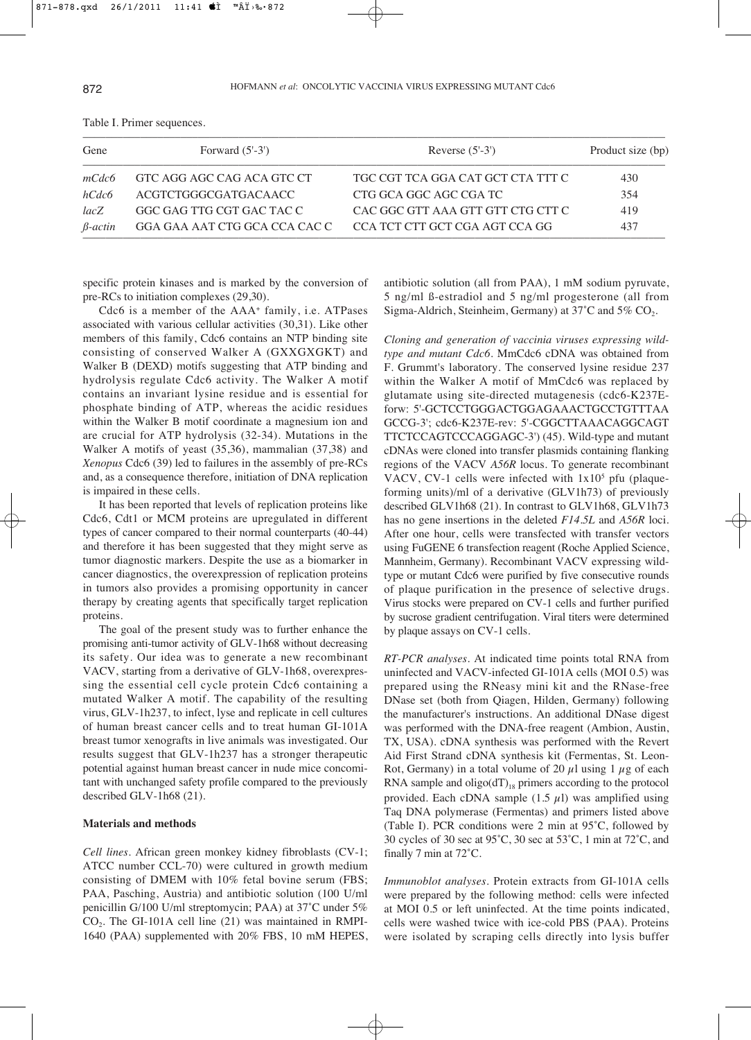Table I. Primer sequences.

| Gene | Forward (5'-3') | Reverse (5'-3') | Product size (bp) |
|---|---|---|---|
| *mCdc6* | GTC AGG AGC CAG ACA GTC CT | TGC CGT TCA GGA CAT GCT CTA TTT C | 430 |
| *hCdc6* | ACGTCTGGGCGATGACAACC | CTG GCA GGC AGC CGA TC | 354 |
| *lacZ* | GGC GAG TTG CGT GAC TAC C | CAC GGC GTT AAA GTT GTT CTG CTT C | 419 |
| *ß-actin* | GGA GAA AAT CTG GCA CCA CAC C | CCA TCT CTT GCT CGA AGT CCA GG | 437 |

specific protein kinases and is marked by the conversion of pre-RCs to initiation complexes (29,30).

Cdc6 is a member of the AAA+ family, i.e. ATPases associated with various cellular activities (30,31). Like other members of this family, Cdc6 contains an NTP binding site consisting of conserved Walker A (GXXGXGKT) and Walker B (DEXD) motifs suggesting that ATP binding and hydrolysis regulate Cdc6 activity. The Walker A motif contains an invariant lysine residue and is essential for phosphate binding of ATP, whereas the acidic residues within the Walker B motif coordinate a magnesium ion and are crucial for ATP hydrolysis (32-34). Mutations in the Walker A motifs of yeast (35,36), mammalian (37,38) and *Xenopus* Cdc6 (39) led to failures in the assembly of pre-RCs and, as a consequence therefore, initiation of DNA replication is impaired in these cells.

It has been reported that levels of replication proteins like Cdc6, Cdt1 or MCM proteins are upregulated in different types of cancer compared to their normal counterparts (40-44) and therefore it has been suggested that they might serve as tumor diagnostic markers. Despite the use as a biomarker in cancer diagnostics, the overexpression of replication proteins in tumors also provides a promising opportunity in cancer therapy by creating agents that specifically target replication proteins.

The goal of the present study was to further enhance the promising anti-tumor activity of GLV-1h68 without decreasing its safety. Our idea was to generate a new recombinant VACV, starting from a derivative of GLV-1h68, overexpressing the essential cell cycle protein Cdc6 containing a mutated Walker A motif. The capability of the resulting virus, GLV-1h237, to infect, lyse and replicate in cell cultures of human breast cancer cells and to treat human GI-101A breast tumor xenografts in live animals was investigated. Our results suggest that GLV-1h237 has a stronger therapeutic potential against human breast cancer in nude mice concomitant with unchanged safety profile compared to the previously described GLV-1h68 (21).

## Materials and methods

*Cell lines.* African green monkey kidney fibroblasts (CV-1; ATCC number CCL-70) were cultured in growth medium consisting of DMEM with 10% fetal bovine serum (FBS; PAA, Pasching, Austria) and antibiotic solution (100 U/ml penicillin G/100 U/ml streptomycin; PAA) at 37˚C under 5% $CO_2$. The GI-101A cell line (21) was maintained in RMPI-1640 (PAA) supplemented with 20% FBS, 10 mM HEPES, antibiotic solution (all from PAA), 1 mM sodium pyruvate, 5 ng/ml ß-estradiol and 5 ng/ml progesterone (all from Sigma-Aldrich, Steinheim, Germany) at 37˚C and 5% $CO_2$.

*Cloning and generation of vaccinia viruses expressing wild-type and mutant Cdc6.* MmCdc6 cDNA was obtained from F. Grummt's laboratory. The conserved lysine residue 237 within the Walker A motif of MmCdc6 was replaced by glutamate using site-directed mutagenesis (cdc6-K237E-forw: 5'-GCTCCTGGGACTGGAGAAACTGCCTGTTTAA GCCG-3'; cdc6-K237E-rev: 5'-CGGCTTAAACAGGCAGT TTCTCCAGTCCCAGGAGC-3') (45). Wild-type and mutant cDNAs were cloned into transfer plasmids containing flanking regions of the VACV *A56R* locus. To generate recombinant VACV, CV-1 cells were infected with $1x10^5$ pfu (plaque-forming units)/ml of a derivative (GLV1h73) of previously described GLV1h68 (21). In contrast to GLV1h68, GLV1h73 has no gene insertions in the deleted *F14.5L* and *A56R* loci. After one hour, cells were transfected with transfer vectors using FuGENE 6 transfection reagent (Roche Applied Science, Mannheim, Germany). Recombinant VACV expressing wild-type or mutant Cdc6 were purified by five consecutive rounds of plaque purification in the presence of selective drugs. Virus stocks were prepared on CV-1 cells and further purified by sucrose gradient centrifugation. Viral titers were determined by plaque assays on CV-1 cells.

*RT-PCR analyses.* At indicated time points total RNA from uninfected and VACV-infected GI-101A cells (MOI 0.5) was prepared using the RNeasy mini kit and the RNase-free DNase set (both from Qiagen, Hilden, Germany) following the manufacturer's instructions. An additional DNase digest was performed with the DNA-free reagent (Ambion, Austin, TX, USA). cDNA synthesis was performed with the Revert Aid First Strand cDNA synthesis kit (Fermentas, St. Leon-Rot, Germany) in a total volume of 20 $\mu$l using 1 $\mu$g of each RNA sample and $oligo(dT)_{18}$ primers according to the protocol provided. Each cDNA sample (1.5 $\mu$l) was amplified using Taq DNA polymerase (Fermentas) and primers listed above (Table I). PCR conditions were 2 min at 95˚C, followed by 30 cycles of 30 sec at 95˚C, 30 sec at 53˚C, 1 min at 72˚C, and finally 7 min at 72˚C.

*Immunoblot analyses.* Protein extracts from GI-101A cells were prepared by the following method: cells were infected at MOI 0.5 or left uninfected. At the time points indicated, cells were washed twice with ice-cold PBS (PAA). Proteins were isolated by scraping cells directly into lysis buffer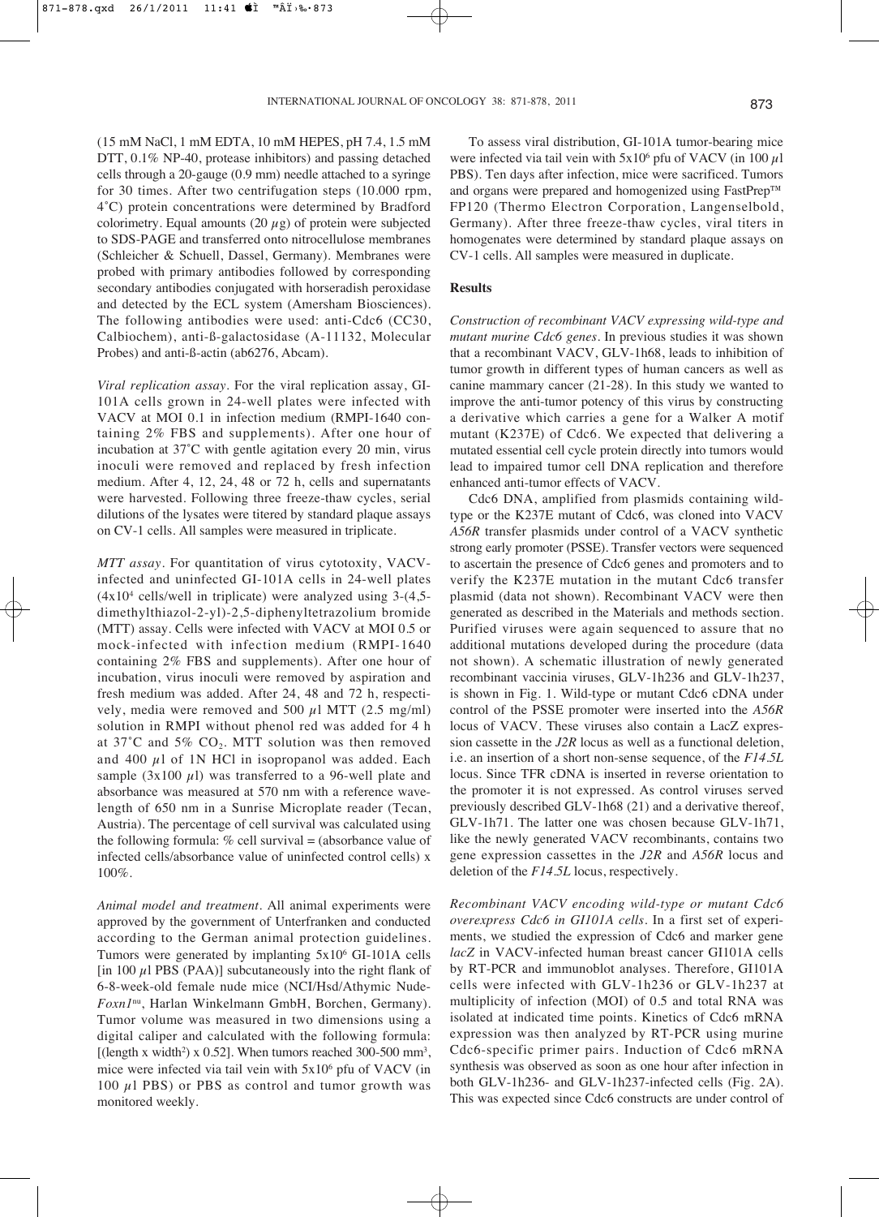(15 mM NaCl, 1 mM EDTA, 10 mM HEPES, pH 7.4, 1.5 mM DTT, 0.1% NP-40, protease inhibitors) and passing detached cells through a 20-gauge (0.9 mm) needle attached to a syringe for 30 times. After two centrifugation steps (10.000 rpm, 4˚C) protein concentrations were determined by Bradford colorimetry. Equal amounts (20 $\mu$g) of protein were subjected to SDS-PAGE and transferred onto nitrocellulose membranes (Schleicher & Schuell, Dassel, Germany). Membranes were probed with primary antibodies followed by corresponding secondary antibodies conjugated with horseradish peroxidase and detected by the ECL system (Amersham Biosciences). The following antibodies were used: anti-Cdc6 (CC30, Calbiochem), anti-ß-galactosidase (A-11132, Molecular Probes) and anti-ß-actin (ab6276, Abcam).

*Viral replication assay*. For the viral replication assay, GI-101A cells grown in 24-well plates were infected with VACV at MOI 0.1 in infection medium (RMPI-1640 containing 2% FBS and supplements). After one hour of incubation at 37˚C with gentle agitation every 20 min, virus inoculi were removed and replaced by fresh infection medium. After 4, 12, 24, 48 or 72 h, cells and supernatants were harvested. Following three freeze-thaw cycles, serial dilutions of the lysates were titered by standard plaque assays on CV-1 cells. All samples were measured in triplicate.

*MTT assay*. For quantitation of virus cytotoxity, VACV-infected and uninfected GI-101A cells in 24-well plates ($4\mathrm{x}10^4$ cells/well in triplicate) were analyzed using 3-(4,5-dimethylthiazol-2-yl)-2,5-diphenyltetrazolium bromide (MTT) assay. Cells were infected with VACV at MOI 0.5 or mock-infected with infection medium (RMPI-1640 containing 2% FBS and supplements). After one hour of incubation, virus inoculi were removed by aspiration and fresh medium was added. After 24, 48 and 72 h, respectively, media were removed and 500 $\mu$l MTT (2.5 mg/ml) solution in RMPI without phenol red was added for 4 h at 37˚C and 5% $CO_2$. MTT solution was then removed and 400 $\mu$l of 1N HCl in isopropanol was added. Each sample (3x100 $\mu$l) was transferred to a 96-well plate and absorbance was measured at 570 nm with a reference wavelength of 650 nm in a Sunrise Microplate reader (Tecan, Austria). The percentage of cell survival was calculated using the following formula: % cell survival = (absorbance value of infected cells/absorbance value of uninfected control cells) x 100%.

*Animal model and treatment*. All animal experiments were approved by the government of Unterfranken and conducted according to the German animal protection guidelines. Tumors were generated by implanting $5\mathrm{x}10^6$ GI-101A cells [in 100 $\mu$l PBS (PAA)] subcutaneously into the right flank of 6-8-week-old female nude mice (NCI/Hsd/Athymic Nude-*Foxn1*$^{nu}$, Harlan Winkelmann GmbH, Borchen, Germany). Tumor volume was measured in two dimensions using a digital caliper and calculated with the following formula: [(length x width$^2$) x 0.52]. When tumors reached 300-500 mm$^3$, mice were infected via tail vein with $5\mathrm{x}10^6$ pfu of VACV (in 100 $\mu$l PBS) or PBS as control and tumor growth was monitored weekly.

To assess viral distribution, GI-101A tumor-bearing mice were infected via tail vein with $5\mathrm{x}10^6$ pfu of VACV (in 100 $\mu$l PBS). Ten days after infection, mice were sacrificed. Tumors and organs were prepared and homogenized using FastPrep™ FP120 (Thermo Electron Corporation, Langenselbold, Germany). After three freeze-thaw cycles, viral titers in homogenates were determined by standard plaque assays on CV-1 cells. All samples were measured in duplicate.

## Results

*Construction of recombinant VACV expressing wild-type and mutant murine Cdc6 genes*. In previous studies it was shown that a recombinant VACV, GLV-1h68, leads to inhibition of tumor growth in different types of human cancers as well as canine mammary cancer (21-28). In this study we wanted to improve the anti-tumor potency of this virus by constructing a derivative which carries a gene for a Walker A motif mutant (K237E) of Cdc6. We expected that delivering a mutated essential cell cycle protein directly into tumors would lead to impaired tumor cell DNA replication and therefore enhanced anti-tumor effects of VACV.

Cdc6 DNA, amplified from plasmids containing wild-type or the K237E mutant of Cdc6, was cloned into VACV *A56R* transfer plasmids under control of a VACV synthetic strong early promoter (PSSE). Transfer vectors were sequenced to ascertain the presence of Cdc6 genes and promoters and to verify the K237E mutation in the mutant Cdc6 transfer plasmid (data not shown). Recombinant VACV were then generated as described in the Materials and methods section. Purified viruses were again sequenced to assure that no additional mutations developed during the procedure (data not shown). A schematic illustration of newly generated recombinant vaccinia viruses, GLV-1h236 and GLV-1h237, is shown in Fig. 1. Wild-type or mutant Cdc6 cDNA under control of the PSSE promoter were inserted into the *A56R* locus of VACV. These viruses also contain a LacZ expression cassette in the *J2R* locus as well as a functional deletion, i.e. an insertion of a short non-sense sequence, of the *F14.5L* locus. Since TFR cDNA is inserted in reverse orientation to the promoter it is not expressed. As control viruses served previously described GLV-1h68 (21) and a derivative thereof, GLV-1h71. The latter one was chosen because GLV-1h71, like the newly generated VACV recombinants, contains two gene expression cassettes in the *J2R* and *A56R* locus and deletion of the *F14.5L* locus, respectively.

*Recombinant VACV encoding wild-type or mutant Cdc6 overexpress Cdc6 in GI101A cells*. In a first set of experiments, we studied the expression of Cdc6 and marker gene *lacZ* in VACV-infected human breast cancer GI101A cells by RT-PCR and immunoblot analyses. Therefore, GI101A cells were infected with GLV-1h236 or GLV-1h237 at multiplicity of infection (MOI) of 0.5 and total RNA was isolated at indicated time points. Kinetics of Cdc6 mRNA expression was then analyzed by RT-PCR using murine Cdc6-specific primer pairs. Induction of Cdc6 mRNA synthesis was observed as soon as one hour after infection in both GLV-1h236- and GLV-1h237-infected cells (Fig. 2A). This was expected since Cdc6 constructs are under control of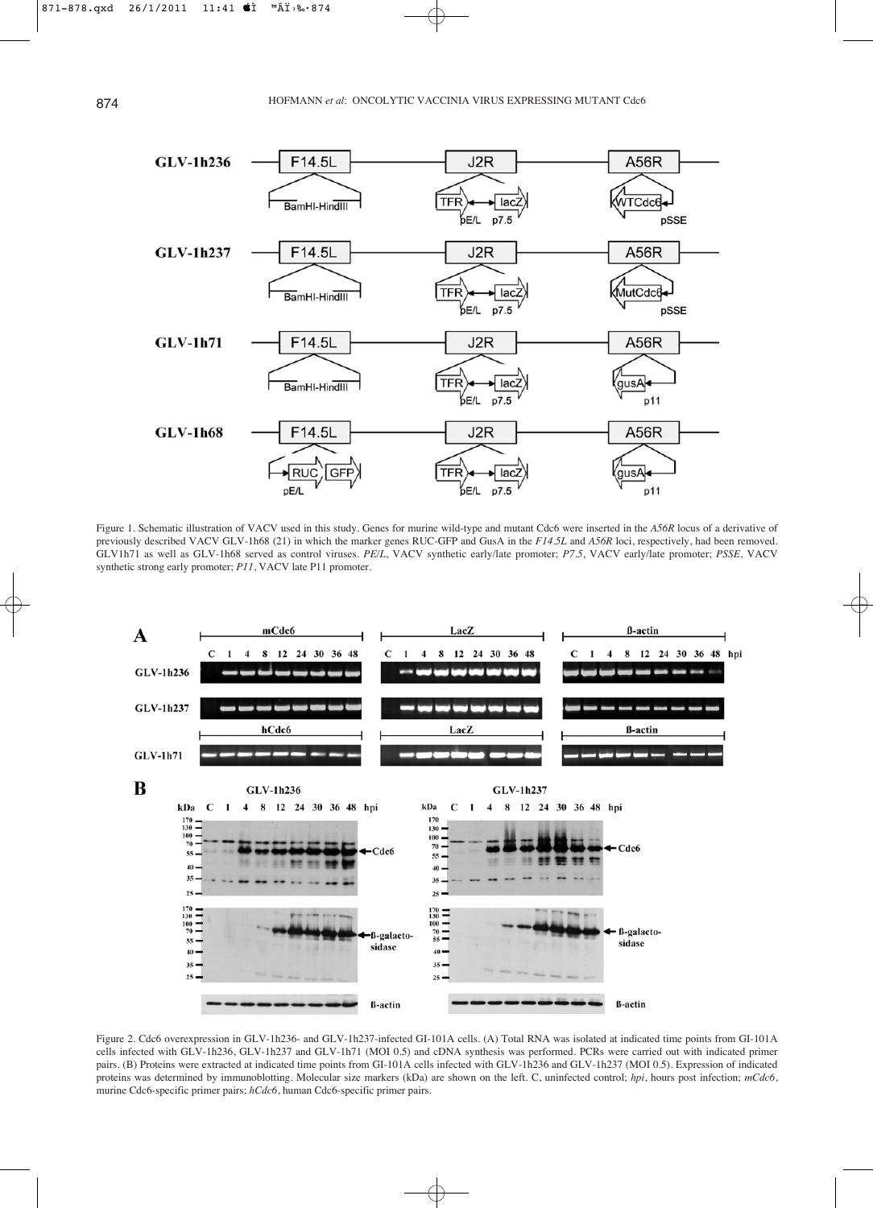Figure 1. Schematic illustration of VACV used in this study. Genes for murine wild-type and mutant Cdc6 were inserted in the *A56R* locus of a derivative of previously described VACV GLV-1h68 (21) in which the marker genes RUC-GFP and GusA in the *F14.5L* and *A56R* loci, respectively, had been removed. GLV1h71 as well as GLV-1h68 served as control viruses. *PE/L*, VACV synthetic early/late promoter; *P7.5*, VACV early/late promoter; *PSSE*, VACV synthetic strong early promoter; *P11*, VACV late P11 promoter.

Figure 2. Cdc6 overexpression in GLV-1h236- and GLV-1h237-infected GI-101A cells. (A) Total RNA was isolated at indicated time points from GI-101A cells infected with GLV-1h236, GLV-1h237 and GLV-1h71 (MOI 0.5) and cDNA synthesis was performed. PCRs were carried out with indicated primer pairs. (B) Proteins were extracted at indicated time points from GI-101A cells infected with GLV-1h236 and GLV-1h237 (MOI 0.5). Expression of indicated proteins was determined by immunoblotting. Molecular size markers (kDa) are shown on the left. C, uninfected control; *hpi*, hours post infection; *mCdc6*, murine Cdc6-specific primer pairs; *hCdc6*, human Cdc6-specific primer pairs.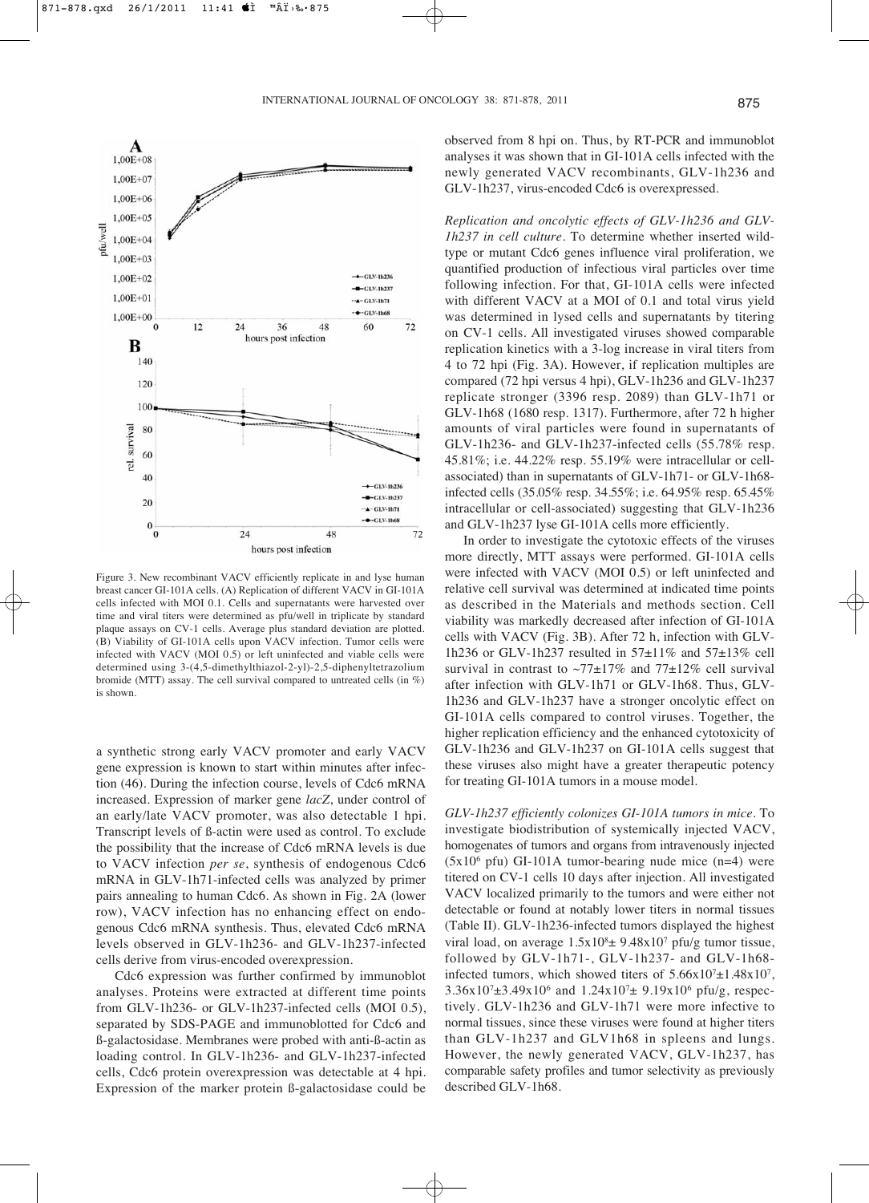Figure 3. New recombinant VACV efficiently replicate in and lyse human breast cancer GI-101A cells. (A) Replication of different VACV in GI-101A cells infected with MOI 0.1. Cells and supernatants were harvested over time and viral titers were determined as pfu/well in triplicate by standard plaque assays on CV-1 cells. Average plus standard deviation are plotted. (B) Viability of GI-101A cells upon VACV infection. Tumor cells were infected with VACV (MOI 0.5) or left uninfected and viable cells were determined using 3-(4,5-dimethylthiazol-2-yl)-2,5-diphenyltetrazolium bromide (MTT) assay. The cell survival compared to untreated cells (in %) is shown.

a synthetic strong early VACV promoter and early VACV gene expression is known to start within minutes after infection (46). During the infection course, levels of Cdc6 mRNA increased. Expression of marker gene *lacZ*, under control of an early/late VACV promoter, was also detectable 1 hpi. Transcript levels of ß-actin were used as control. To exclude the possibility that the increase of Cdc6 mRNA levels is due to VACV infection *per se*, synthesis of endogenous Cdc6 mRNA in GLV-1h71-infected cells was analyzed by primer pairs annealing to human Cdc6. As shown in Fig. 2A (lower row), VACV infection has no enhancing effect on endogenous Cdc6 mRNA synthesis. Thus, elevated Cdc6 mRNA levels observed in GLV-1h236- and GLV-1h237-infected cells derive from virus-encoded overexpression.

Cdc6 expression was further confirmed by immunoblot analyses. Proteins were extracted at different time points from GLV-1h236- or GLV-1h237-infected cells (MOI 0.5), separated by SDS-PAGE and immunoblotted for Cdc6 and ß-galactosidase. Membranes were probed with anti-ß-actin as loading control. In GLV-1h236- and GLV-1h237-infected cells, Cdc6 protein overexpression was detectable at 4 hpi. Expression of the marker protein ß-galactosidase could be observed from 8 hpi on. Thus, by RT-PCR and immunoblot analyses it was shown that in GI-101A cells infected with the newly generated VACV recombinants, GLV-1h236 and GLV-1h237, virus-encoded Cdc6 is overexpressed.

*Replication and oncolytic effects of GLV-1h236 and GLV-1h237 in cell culture.* To determine whether inserted wild-type or mutant Cdc6 genes influence viral proliferation, we quantified production of infectious viral particles over time following infection. For that, GI-101A cells were infected with different VACV at a MOI of 0.1 and total virus yield was determined in lysed cells and supernatants by titering on CV-1 cells. All investigated viruses showed comparable replication kinetics with a 3-log increase in viral titers from 4 to 72 hpi (Fig. 3A). However, if replication multiples are compared (72 hpi versus 4 hpi), GLV-1h236 and GLV-1h237 replicate stronger (3396 resp. 2089) than GLV-1h71 or GLV-1h68 (1680 resp. 1317). Furthermore, after 72 h higher amounts of viral particles were found in supernatants of GLV-1h236- and GLV-1h237-infected cells (55.78% resp. 45.81%; i.e. 44.22% resp. 55.19% were intracellular or cell-associated) than in supernatants of GLV-1h71- or GLV-1h68-infected cells (35.05% resp. 34.55%; i.e. 64.95% resp. 65.45% intracellular or cell-associated) suggesting that GLV-1h236 and GLV-1h237 lyse GI-101A cells more efficiently.

In order to investigate the cytotoxic effects of the viruses more directly, MTT assays were performed. GI-101A cells were infected with VACV (MOI 0.5) or left uninfected and relative cell survival was determined at indicated time points as described in the Materials and methods section. Cell viability was markedly decreased after infection of GI-101A cells with VACV (Fig. 3B). After 72 h, infection with GLV-1h236 or GLV-1h237 resulted in 57±11% and 57±13% cell survival in contrast to ~77±17% and 77±12% cell survival after infection with GLV-1h71 or GLV-1h68. Thus, GLV-1h236 and GLV-1h237 have a stronger oncolytic effect on GI-101A cells compared to control viruses. Together, the higher replication efficiency and the enhanced cytotoxicity of GLV-1h236 and GLV-1h237 on GI-101A cells suggest that these viruses also might have a greater therapeutic potency for treating GI-101A tumors in a mouse model.

*GLV-1h237 efficiently colonizes GI-101A tumors in mice.* To investigate biodistribution of systemically injected VACV, homogenates of tumors and organs from intravenously injected ($5 \times 10^6$ pfu) GI-101A tumor-bearing nude mice (n=4) were titered on CV-1 cells 10 days after injection. All investigated VACV localized primarily to the tumors and were either not detectable or found at notably lower titers in normal tissues (Table II). GLV-1h236-infected tumors displayed the highest viral load, on average $1.5 \times 10^8 \pm 9.48 \times 10^7$ pfu/g tumor tissue, followed by GLV-1h71-, GLV-1h237- and GLV-1h68-infected tumors, which showed titers of $5.66 \times 10^7 \pm 1.48 \times 10^7$, $3.36 \times 10^7 \pm 3.49 \times 10^6$ and $1.24 \times 10^7 \pm 9.19 \times 10^6$ pfu/g, respectively. GLV-1h236 and GLV-1h71 were more infective to normal tissues, since these viruses were found at higher titers than GLV-1h237 and GLV1h68 in spleens and lungs. However, the newly generated VACV, GLV-1h237, has comparable safety profiles and tumor selectivity as previously described GLV-1h68.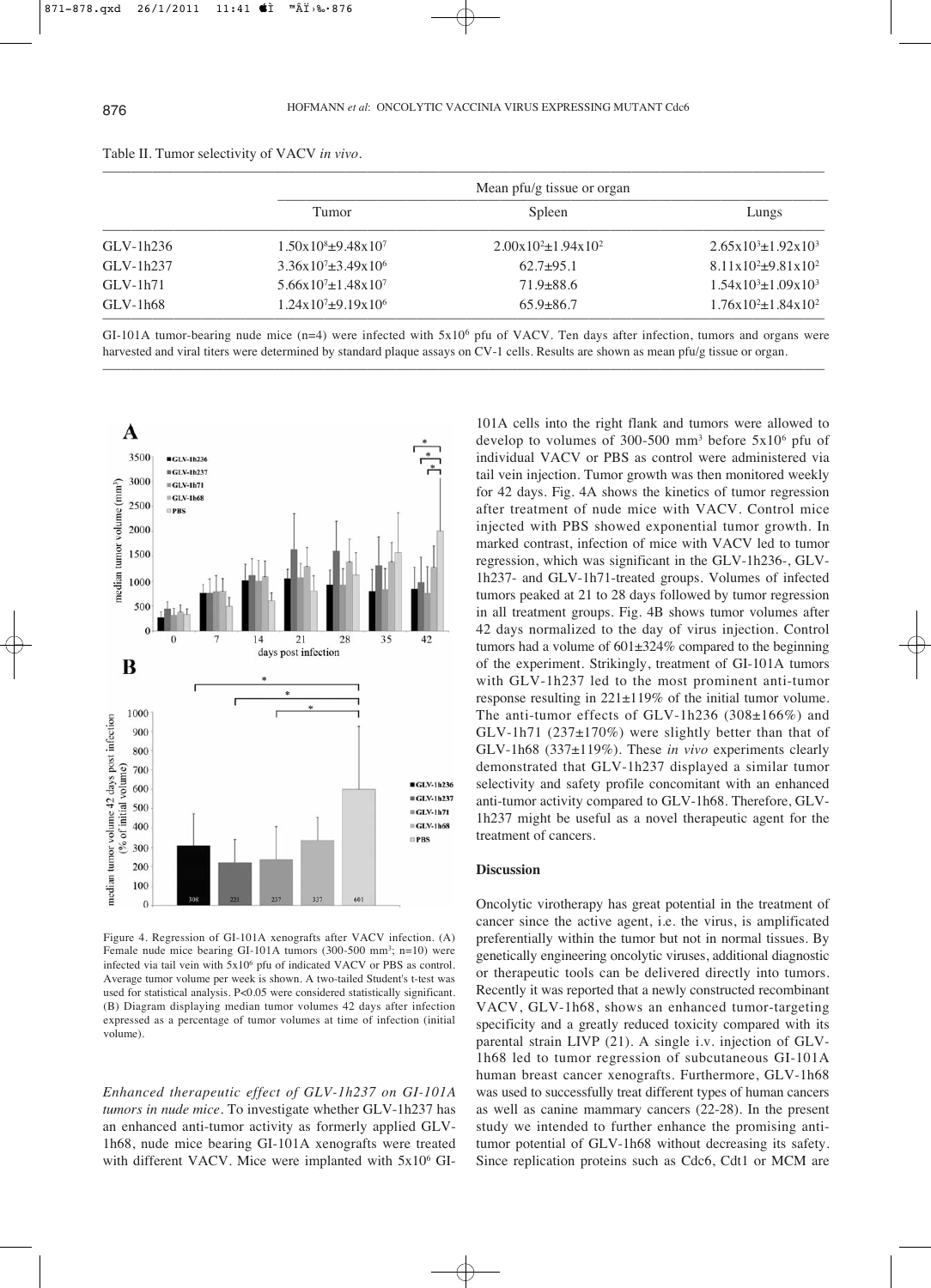Table II. Tumor selectivity of VACV *in vivo*.

| | Mean pfu/g tissue or organ | | |
|---|---|---|---|
| | Tumor | Spleen | Lungs |
| GLV-1h236 | $1.50x10^8±9.48x10^7$ | $2.00x10^2±1.94x10^2$ | $2.65x10^3±1.92x10^3$ |
| GLV-1h237 | $3.36x10^7±3.49x10^6$ | 62.7±95.1 | $8.11x10^2±9.81x10^2$ |
| GLV-1h71 | $5.66x10^7±1.48x10^7$ | 71.9±88.6 | $1.54x10^3±1.09x10^3$ |
| GLV-1h68 | $1.24x10^7±9.19x10^6$ | 65.9±86.7 | $1.76x10^2±1.84x10^2$ |

GI-101A tumor-bearing nude mice (n=4) were infected with $5x10^6$ pfu of VACV. Ten days after infection, tumors and organs were harvested and viral titers were determined by standard plaque assays on CV-1 cells. Results are shown as mean pfu/g tissue or organ.

Figure 4. Regression of GI-101A xenografts after VACV infection. (A) Female nude mice bearing GI-101A tumors (300-500 mm³; n=10) were infected via tail vein with $5x10^6$ pfu of indicated VACV or PBS as control. Average tumor volume per week is shown. A two-tailed Student's t-test was used for statistical analysis. P<0.05 were considered statistically significant. (B) Diagram displaying median tumor volumes 42 days after infection expressed as a percentage of tumor volumes at time of infection (initial volume).

*Enhanced therapeutic effect of GLV-1h237 on GI-101A tumors in nude mice.* To investigate whether GLV-1h237 has an enhanced anti-tumor activity as formerly applied GLV-1h68, nude mice bearing GI-101A xenografts were treated with different VACV. Mice were implanted with $5x10^6$ GI-101A cells into the right flank and tumors were allowed to develop to volumes of 300-500 mm³ before $5x10^6$ pfu of individual VACV or PBS as control were administered via tail vein injection. Tumor growth was then monitored weekly for 42 days. Fig. 4A shows the kinetics of tumor regression after treatment of nude mice with VACV. Control mice injected with PBS showed exponential tumor growth. In marked contrast, infection of mice with VACV led to tumor regression, which was significant in the GLV-1h236-, GLV-1h237- and GLV-1h71-treated groups. Volumes of infected tumors peaked at 21 to 28 days followed by tumor regression in all treatment groups. Fig. 4B shows tumor volumes after 42 days normalized to the day of virus injection. Control tumors had a volume of 601±324% compared to the beginning of the experiment. Strikingly, treatment of GI-101A tumors with GLV-1h237 led to the most prominent anti-tumor response resulting in 221±119% of the initial tumor volume. The anti-tumor effects of GLV-1h236 (308±166%) and GLV-1h71 (237±170%) were slightly better than that of GLV-1h68 (337±119%). These *in vivo* experiments clearly demonstrated that GLV-1h237 displayed a similar tumor selectivity and safety profile concomitant with an enhanced anti-tumor activity compared to GLV-1h68. Therefore, GLV-1h237 might be useful as a novel therapeutic agent for the treatment of cancers.

## Discussion

Oncolytic virotherapy has great potential in the treatment of cancer since the active agent, i.e. the virus, is amplificated preferentially within the tumor but not in normal tissues. By genetically engineering oncolytic viruses, additional diagnostic or therapeutic tools can be delivered directly into tumors. Recently it was reported that a newly constructed recombinant VACV, GLV-1h68, shows an enhanced tumor-targeting specificity and a greatly reduced toxicity compared with its parental strain LIVP (21). A single i.v. injection of GLV-1h68 led to tumor regression of subcutaneous GI-101A human breast cancer xenografts. Furthermore, GLV-1h68 was used to successfully treat different types of human cancers as well as canine mammary cancers (22-28). In the present study we intended to further enhance the promising anti-tumor potential of GLV-1h68 without decreasing its safety. Since replication proteins such as Cdc6, Cdt1 or MCM are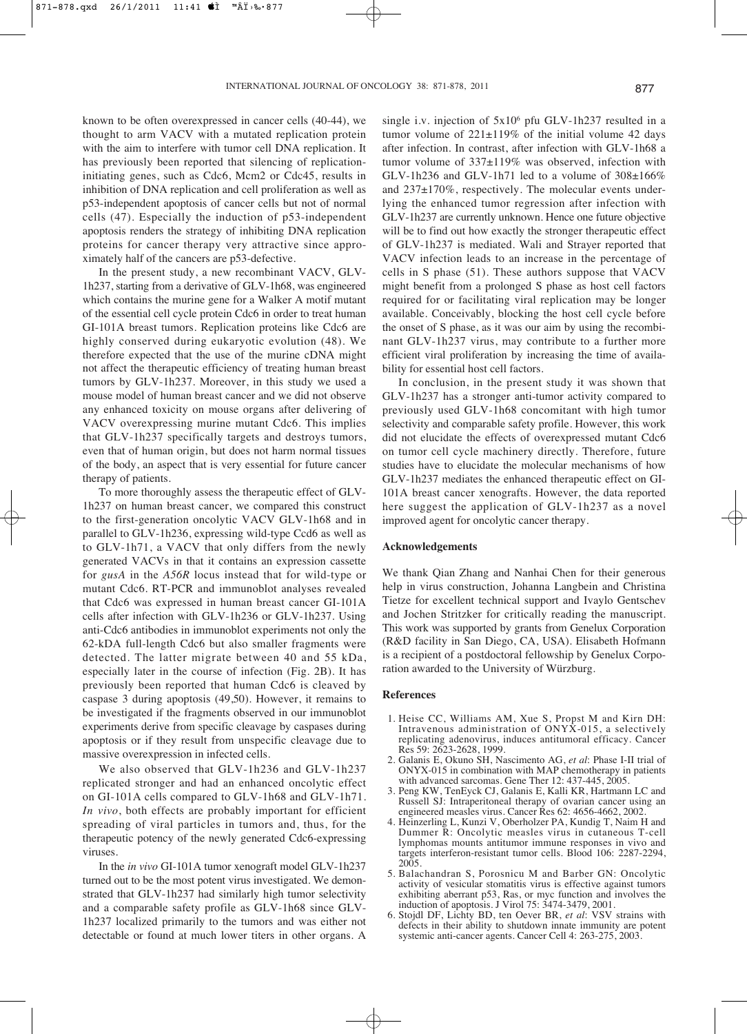known to be often overexpressed in cancer cells (40-44), we thought to arm VACV with a mutated replication protein with the aim to interfere with tumor cell DNA replication. It has previously been reported that silencing of replication-initiating genes, such as Cdc6, Mcm2 or Cdc45, results in inhibition of DNA replication and cell proliferation as well as p53-independent apoptosis of cancer cells but not of normal cells (47). Especially the induction of p53-independent apoptosis renders the strategy of inhibiting DNA replication proteins for cancer therapy very attractive since approximately half of the cancers are p53-defective.

In the present study, a new recombinant VACV, GLV-1h237, starting from a derivative of GLV-1h68, was engineered which contains the murine gene for a Walker A motif mutant of the essential cell cycle protein Cdc6 in order to treat human GI-101A breast tumors. Replication proteins like Cdc6 are highly conserved during eukaryotic evolution (48). We therefore expected that the use of the murine cDNA might not affect the therapeutic efficiency of treating human breast tumors by GLV-1h237. Moreover, in this study we used a mouse model of human breast cancer and we did not observe any enhanced toxicity on mouse organs after delivering of VACV overexpressing murine mutant Cdc6. This implies that GLV-1h237 specifically targets and destroys tumors, even that of human origin, but does not harm normal tissues of the body, an aspect that is very essential for future cancer therapy of patients.

To more thoroughly assess the therapeutic effect of GLV-1h237 on human breast cancer, we compared this construct to the first-generation oncolytic VACV GLV-1h68 and in parallel to GLV-1h236, expressing wild-type Ccd6 as well as to GLV-1h71, a VACV that only differs from the newly generated VACVs in that it contains an expression cassette for *gusA* in the *A56R* locus instead that for wild-type or mutant Cdc6. RT-PCR and immunoblot analyses revealed that Cdc6 was expressed in human breast cancer GI-101A cells after infection with GLV-1h236 or GLV-1h237. Using anti-Cdc6 antibodies in immunoblot experiments not only the 62-kDA full-length Cdc6 but also smaller fragments were detected. The latter migrate between 40 and 55 kDa, especially later in the course of infection (Fig. 2B). It has previously been reported that human Cdc6 is cleaved by caspase 3 during apoptosis (49,50). However, it remains to be investigated if the fragments observed in our immunoblot experiments derive from specific cleavage by caspases during apoptosis or if they result from unspecific cleavage due to massive overexpression in infected cells.

We also observed that GLV-1h236 and GLV-1h237 replicated stronger and had an enhanced oncolytic effect on GI-101A cells compared to GLV-1h68 and GLV-1h71. *In vivo*, both effects are probably important for efficient spreading of viral particles in tumors and, thus, for the therapeutic potency of the newly generated Cdc6-expressing viruses.

In the *in vivo* GI-101A tumor xenograft model GLV-1h237 turned out to be the most potent virus investigated. We demonstrated that GLV-1h237 had similarly high tumor selectivity and a comparable safety profile as GLV-1h68 since GLV-1h237 localized primarily to the tumors and was either not detectable or found at much lower titers in other organs. A single i.v. injection of $5x10^6$ pfu GLV-1h237 resulted in a tumor volume of 221±119% of the initial volume 42 days after infection. In contrast, after infection with GLV-1h68 a tumor volume of 337±119% was observed, infection with GLV-1h236 and GLV-1h71 led to a volume of 308±166% and 237±170%, respectively. The molecular events underlying the enhanced tumor regression after infection with GLV-1h237 are currently unknown. Hence one future objective will be to find out how exactly the stronger therapeutic effect of GLV-1h237 is mediated. Wali and Strayer reported that VACV infection leads to an increase in the percentage of cells in S phase (51). These authors suppose that VACV might benefit from a prolonged S phase as host cell factors required for or facilitating viral replication may be longer available. Conceivably, blocking the host cell cycle before the onset of S phase, as it was our aim by using the recombinant GLV-1h237 virus, may contribute to a further more efficient viral proliferation by increasing the time of availability for essential host cell factors.

In conclusion, in the present study it was shown that GLV-1h237 has a stronger anti-tumor activity compared to previously used GLV-1h68 concomitant with high tumor selectivity and comparable safety profile. However, this work did not elucidate the effects of overexpressed mutant Cdc6 on tumor cell cycle machinery directly. Therefore, future studies have to elucidate the molecular mechanisms of how GLV-1h237 mediates the enhanced therapeutic effect on GI-101A breast cancer xenografts. However, the data reported here suggest the application of GLV-1h237 as a novel improved agent for oncolytic cancer therapy.

## Acknowledgements

We thank Qian Zhang and Nanhai Chen for their generous help in virus construction, Johanna Langbein and Christina Tietze for excellent technical support and Ivaylo Gentschev and Jochen Stritzker for critically reading the manuscript. This work was supported by grants from Genelux Corporation (R&D facility in San Diego, CA, USA). Elisabeth Hofmann is a recipient of a postdoctoral fellowship by Genelux Corporation awarded to the University of Würzburg.

## References

1. Heise CC, Williams AM, Xue S, Propst M and Kirn DH: Intravenous administration of ONYX-015, a selectively replicating adenovirus, induces antitumoral efficacy. Cancer Res 59: 2623-2628, 1999.
2. Galanis E, Okuno SH, Nascimento AG, *et al*: Phase I-II trial of ONYX-015 in combination with MAP chemotherapy in patients with advanced sarcomas. Gene Ther 12: 437-445, 2005.
3. Peng KW, TenEyck CJ, Galanis E, Kalli KR, Hartmann LC and Russell SJ: Intraperitoneal therapy of ovarian cancer using an engineered measles virus. Cancer Res 62: 4656-4662, 2002.
4. Heinzerling L, Kunzi V, Oberholzer PA, Kundig T, Naim H and Dummer R: Oncolytic measles virus in cutaneous T-cell lymphomas mounts antitumor immune responses in vivo and targets interferon-resistant tumor cells. Blood 106: 2287-2294, 2005.
5. Balachandran S, Porosnicu M and Barber GN: Oncolytic activity of vesicular stomatitis virus is effective against tumors exhibiting aberrant p53, Ras, or myc function and involves the induction of apoptosis. J Virol 75: 3474-3479, 2001.
6. Stojdl DF, Lichty BD, ten Oever BR, *et al*: VSV strains with defects in their ability to shutdown innate immunity are potent systemic anti-cancer agents. Cancer Cell 4: 263-275, 2003.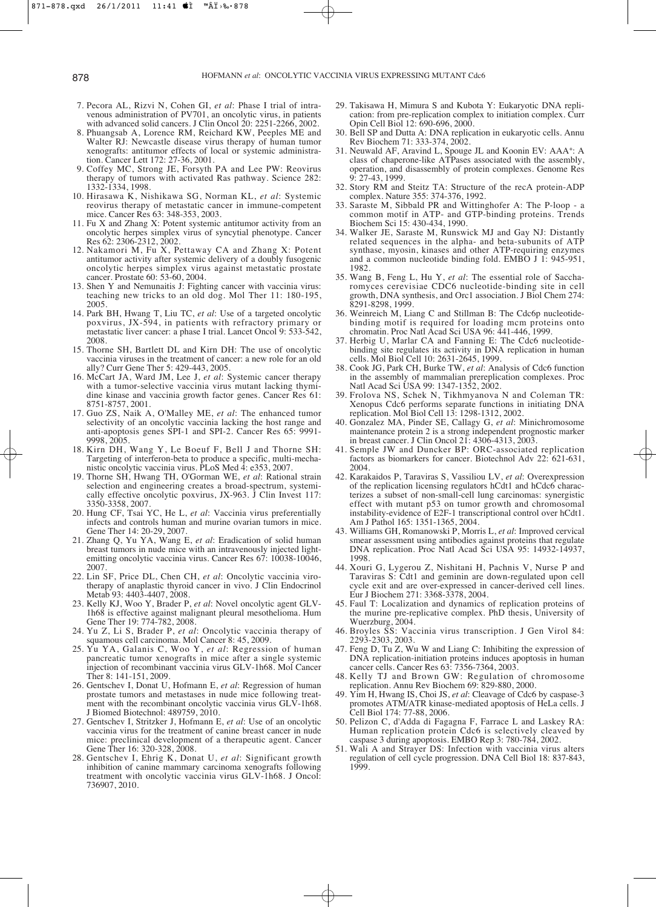7. Pecora AL, Rizvi N, Cohen GI, *et al*: Phase I trial of intravenous administration of PV701, an oncolytic virus, in patients with advanced solid cancers. J Clin Oncol 20: 2251-2266, 2002.
8. Phuangsab A, Lorence RM, Reichard KW, Peeples ME and Walter RJ: Newcastle disease virus therapy of human tumor xenografts: antitumor effects of local or systemic administration. Cancer Lett 172: 27-36, 2001.
9. Coffey MC, Strong JE, Forsyth PA and Lee PW: Reovirus therapy of tumors with activated Ras pathway. Science 282: 1332-1334, 1998.
10. Hirasawa K, Nishikawa SG, Norman KL, *et al*: Systemic reovirus therapy of metastatic cancer in immune-competent mice. Cancer Res 63: 348-353, 2003.
11. Fu X and Zhang X: Potent systemic antitumor activity from an oncolytic herpes simplex virus of syncytial phenotype. Cancer Res 62: 2306-2312, 2002.
12. Nakamori M, Fu X, Pettaway CA and Zhang X: Potent antitumor activity after systemic delivery of a doubly fusogenic oncolytic herpes simplex virus against metastatic prostate cancer. Prostate 60: 53-60, 2004.
13. Shen Y and Nemunaitis J: Fighting cancer with vaccinia virus: teaching new tricks to an old dog. Mol Ther 11: 180-195, 2005.
14. Park BH, Hwang T, Liu TC, *et al*: Use of a targeted oncolytic poxvirus, JX-594, in patients with refractory primary or metastatic liver cancer: a phase I trial. Lancet Oncol 9: 533-542, 2008.
15. Thorne SH, Bartlett DL and Kirn DH: The use of oncolytic vaccinia viruses in the treatment of cancer: a new role for an old ally? Curr Gene Ther 5: 429-443, 2005.
16. McCart JA, Ward JM, Lee J, *et al*: Systemic cancer therapy with a tumor-selective vaccinia virus mutant lacking thymidine kinase and vaccinia growth factor genes. Cancer Res 61: 8751-8757, 2001.
17. Guo ZS, Naik A, O'Malley ME, *et al*: The enhanced tumor selectivity of an oncolytic vaccinia lacking the host range and anti-apoptosis genes SPI-1 and SPI-2. Cancer Res 65: 9991-9998, 2005.
18. Kirn DH, Wang Y, Le Boeuf F, Bell J and Thorne SH: Targeting of interferon-beta to produce a specific, multi-mechanistic oncolytic vaccinia virus. PLoS Med 4: e353, 2007.
19. Thorne SH, Hwang TH, O'Gorman WE, *et al*: Rational strain selection and engineering creates a broad-spectrum, systemically effective oncolytic poxvirus, JX-963. J Clin Invest 117: 3350-3358, 2007.
20. Hung CF, Tsai YC, He L, *et al*: Vaccinia virus preferentially infects and controls human and murine ovarian tumors in mice. Gene Ther 14: 20-29, 2007.
21. Zhang Q, Yu YA, Wang E, *et al*: Eradication of solid human breast tumors in nude mice with an intravenously injected light-emitting oncolytic vaccinia virus. Cancer Res 67: 10038-10046, 2007.
22. Lin SF, Price DL, Chen CH, *et al*: Oncolytic vaccinia virotherapy of anaplastic thyroid cancer in vivo. J Clin Endocrinol Metab 93: 4403-4407, 2008.
23. Kelly KJ, Woo Y, Brader P, *et al*: Novel oncolytic agent GLV-1h68 is effective against malignant pleural mesothelioma. Hum Gene Ther 19: 774-782, 2008.
24. Yu Z, Li S, Brader P, *et al*: Oncolytic vaccinia therapy of squamous cell carcinoma. Mol Cancer 8: 45, 2009.
25. Yu YA, Galanis C, Woo Y, *et al*: Regression of human pancreatic tumor xenografts in mice after a single systemic injection of recombinant vaccinia virus GLV-1h68. Mol Cancer Ther 8: 141-151, 2009.
26. Gentschev I, Donat U, Hofmann E, *et al*: Regression of human prostate tumors and metastases in nude mice following treatment with the recombinant oncolytic vaccinia virus GLV-1h68. J Biomed Biotechnol: 489759, 2010.
27. Gentschev I, Stritzker J, Hofmann E, *et al*: Use of an oncolytic vaccinia virus for the treatment of canine breast cancer in nude mice: preclinical development of a therapeutic agent. Cancer Gene Ther 16: 320-328, 2008.
28. Gentschev I, Ehrig K, Donat U, *et al*: Significant growth inhibition of canine mammary carcinoma xenografts following treatment with oncolytic vaccinia virus GLV-1h68. J Oncol: 736907, 2010.
29. Takisawa H, Mimura S and Kubota Y: Eukaryotic DNA replication: from pre-replication complex to initiation complex. Curr Opin Cell Biol 12: 690-696, 2000.
30. Bell SP and Dutta A: DNA replication in eukaryotic cells. Annu Rev Biochem 71: 333-374, 2002.
31. Neuwald AF, Aravind L, Spouge JL and Koonin EV: AAA+: A class of chaperone-like ATPases associated with the assembly, operation, and disassembly of protein complexes. Genome Res 9: 27-43, 1999.
32. Story RM and Steitz TA: Structure of the recA protein-ADP complex. Nature 355: 374-376, 1992.
33. Saraste M, Sibbald PR and Wittinghofer A: The P-loop - a common motif in ATP- and GTP-binding proteins. Trends Biochem Sci 15: 430-434, 1990.
34. Walker JE, Saraste M, Runswick MJ and Gay NJ: Distantly related sequences in the alpha- and beta-subunits of ATP synthase, myosin, kinases and other ATP-requiring enzymes and a common nucleotide binding fold. EMBO J 1: 945-951, 1982.
35. Wang B, Feng L, Hu Y, *et al*: The essential role of Saccharomyces cerevisiae CDC6 nucleotide-binding site in cell growth, DNA synthesis, and Orc1 association. J Biol Chem 274: 8291-8298, 1999.
36. Weinreich M, Liang C and Stillman B: The Cdc6p nucleotide-binding motif is required for loading mcm proteins onto chromatin. Proc Natl Acad Sci USA 96: 441-446, 1999.
37. Herbig U, Marlar CA and Fanning E: The Cdc6 nucleotide-binding site regulates its activity in DNA replication in human cells. Mol Biol Cell 10: 2631-2645, 1999.
38. Cook JG, Park CH, Burke TW, *et al*: Analysis of Cdc6 function in the assembly of mammalian prereplication complexes. Proc Natl Acad Sci USA 99: 1347-1352, 2002.
39. Frolova NS, Schek N, Tikhmyanova N and Coleman TR: Xenopus Cdc6 performs separate functions in initiating DNA replication. Mol Biol Cell 13: 1298-1312, 2002.
40. Gonzalez MA, Pinder SE, Callagy G, *et al*: Minichromosome maintenance protein 2 is a strong independent prognostic marker in breast cancer. J Clin Oncol 21: 4306-4313, 2003.
41. Semple JW and Duncker BP: ORC-associated replication factors as biomarkers for cancer. Biotechnol Adv 22: 621-631, 2004.
42. Karakaidos P, Taraviras S, Vassiliou LV, *et al*: Overexpression of the replication licensing regulators hCdt1 and hCdc6 characterizes a subset of non-small-cell lung carcinomas: synergistic effect with mutant p53 on tumor growth and chromosomal instability-evidence of E2F-1 transcriptional control over hCdt1. Am J Pathol 165: 1351-1365, 2004.
43. Williams GH, Romanowski P, Morris L, *et al*: Improved cervical smear assessment using antibodies against proteins that regulate DNA replication. Proc Natl Acad Sci USA 95: 14932-14937, 1998.
44. Xouri G, Lygerou Z, Nishitani H, Pachnis V, Nurse P and Taraviras S: Cdt1 and geminin are down-regulated upon cell cycle exit and are over-expressed in cancer-derived cell lines. Eur J Biochem 271: 3368-3378, 2004.
45. Faul T: Localization and dynamics of replication proteins of the murine pre-replicative complex. PhD thesis, University of Wuerzburg, 2004.
46. Broyles SS: Vaccinia virus transcription. J Gen Virol 84: 2293-2303, 2003.
47. Feng D, Tu Z, Wu W and Liang C: Inhibiting the expression of DNA replication-initiation proteins induces apoptosis in human cancer cells. Cancer Res 63: 7356-7364, 2003.
48. Kelly TJ and Brown GW: Regulation of chromosome replication. Annu Rev Biochem 69: 829-880, 2000.
49. Yim H, Hwang IS, Choi JS, *et al*: Cleavage of Cdc6 by caspase-3 promotes ATM/ATR kinase-mediated apoptosis of HeLa cells. J Cell Biol 174: 77-88, 2006.
50. Pelizon C, d'Adda di Fagagna F, Farrace L and Laskey RA: Human replication protein Cdc6 is selectively cleaved by caspase 3 during apoptosis. EMBO Rep 3: 780-784, 2002.
51. Wali A and Strayer DS: Infection with vaccinia virus alters regulation of cell cycle progression. DNA Cell Biol 18: 837-843, 1999.